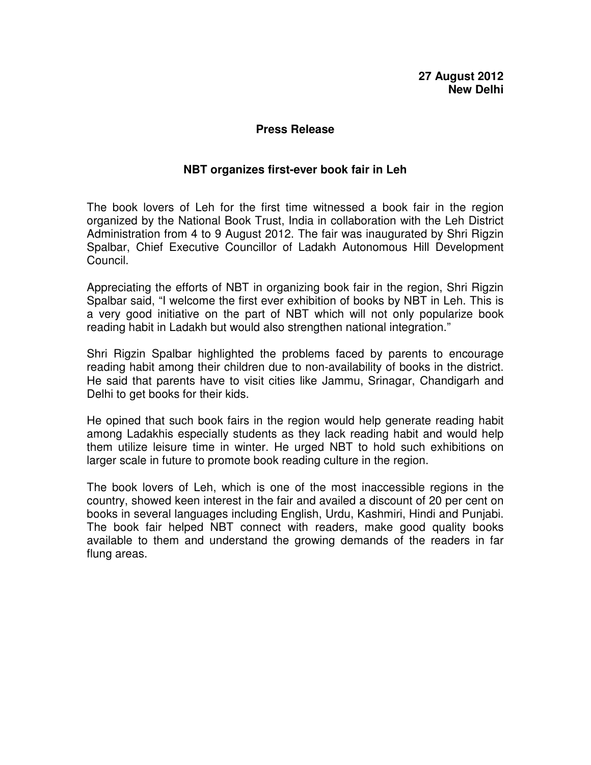**27 August 2012**
**New Delhi**

**Press Release**

## NBT organizes first-ever book fair in Leh

The book lovers of Leh for the first time witnessed a book fair in the region organized by the National Book Trust, India in collaboration with the Leh District Administration from 4 to 9 August 2012. The fair was inaugurated by Shri Rigzin Spalbar, Chief Executive Councillor of Ladakh Autonomous Hill Development Council.

Appreciating the efforts of NBT in organizing book fair in the region, Shri Rigzin Spalbar said, "I welcome the first ever exhibition of books by NBT in Leh. This is a very good initiative on the part of NBT which will not only popularize book reading habit in Ladakh but would also strengthen national integration."

Shri Rigzin Spalbar highlighted the problems faced by parents to encourage reading habit among their children due to non-availability of books in the district. He said that parents have to visit cities like Jammu, Srinagar, Chandigarh and Delhi to get books for their kids.

He opined that such book fairs in the region would help generate reading habit among Ladakhis especially students as they lack reading habit and would help them utilize leisure time in winter. He urged NBT to hold such exhibitions on larger scale in future to promote book reading culture in the region.

The book lovers of Leh, which is one of the most inaccessible regions in the country, showed keen interest in the fair and availed a discount of 20 per cent on books in several languages including English, Urdu, Kashmiri, Hindi and Punjabi. The book fair helped NBT connect with readers, make good quality books available to them and understand the growing demands of the readers in far flung areas.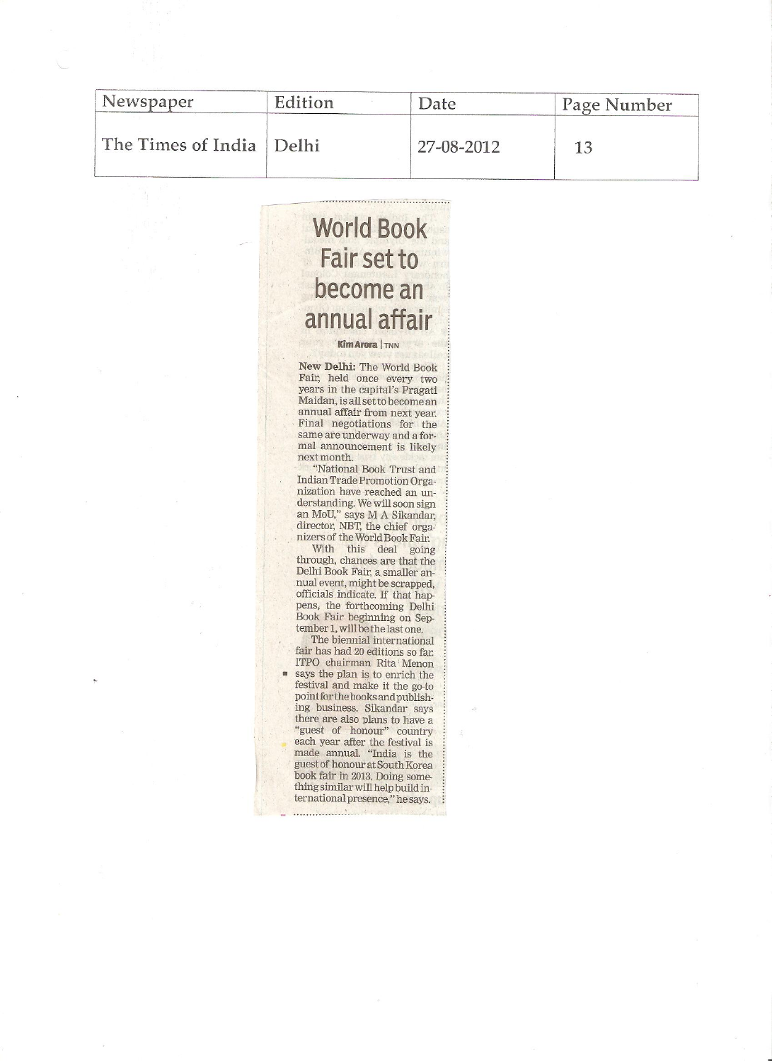| Newspaper | Edition | Date | Page Number |
|---|---|---|---|
| The Times of India | Delhi | 27-08-2012 | 13 |

# World Book Fair set to become an annual affair

**Kim Arora** | TNN

**New Delhi:** The World Book Fair, held once every two years in the capital's Pragati Maidan, is all set to become an annual affair from next year. Final negotiations for the same are underway and a formal announcement is likely next month.

"National Book Trust and Indian Trade Promotion Organization have reached an understanding. We will soon sign an MoU," says M A Sikandar, director, NBT, the chief organizers of the World Book Fair.

With this deal going through, chances are that the Delhi Book Fair, a smaller annual event, might be scrapped, officials indicate. If that happens, the forthcoming Delhi Book Fair beginning on September 1, will be the last one.

The biennial international fair has had 20 editions so far. ITPO chairman Rita Menon says the plan is to enrich the festival and make it the go-to point for the books and publishing business. Sikandar says there are also plans to have a "guest of honour" country each year after the festival is made annual. "India is the guest of honour at South Korea book fair in 2013. Doing something similar will help build international presence," he says.